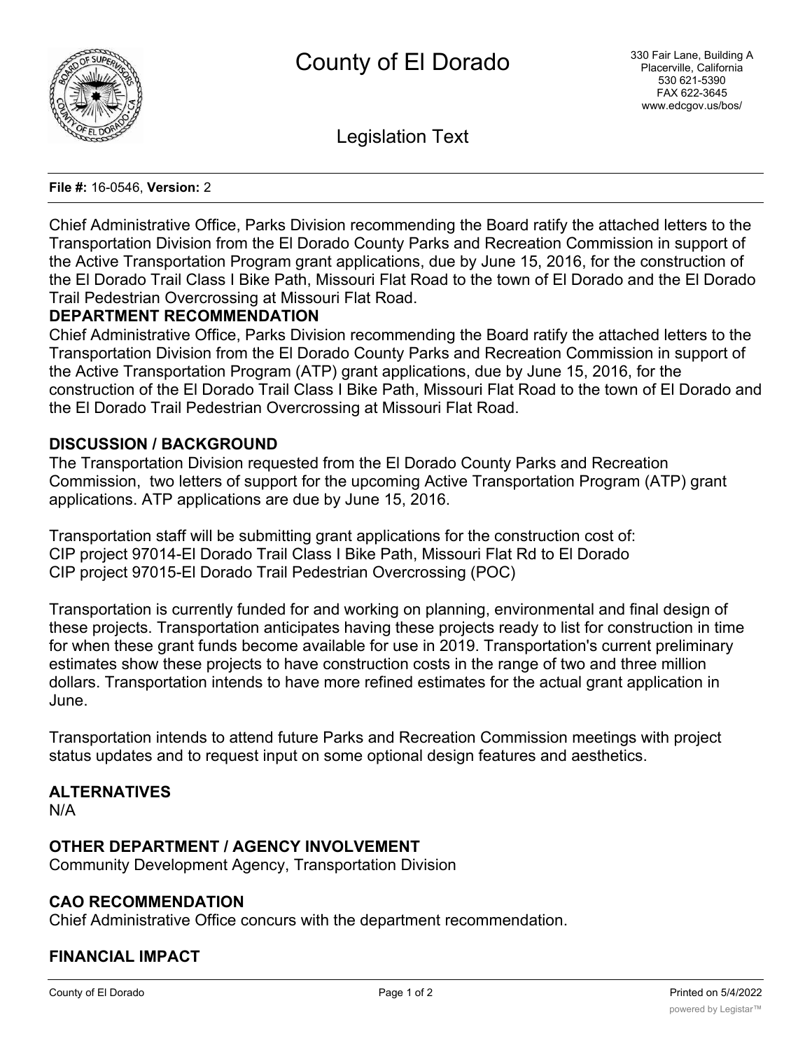# County of El Dorado

330 Fair Lane, Building A
Placerville, California
530 621-5390
FAX 622-3645
www.edcgov.us/bos/

Legislation Text

**File #:** 16-0546, **Version:** 2

Chief Administrative Office, Parks Division recommending the Board ratify the attached letters to the Transportation Division from the El Dorado County Parks and Recreation Commission in support of the Active Transportation Program grant applications, due by June 15, 2016, for the construction of the El Dorado Trail Class I Bike Path, Missouri Flat Road to the town of El Dorado and the El Dorado Trail Pedestrian Overcrossing at Missouri Flat Road.

**DEPARTMENT RECOMMENDATION**

Chief Administrative Office, Parks Division recommending the Board ratify the attached letters to the Transportation Division from the El Dorado County Parks and Recreation Commission in support of the Active Transportation Program (ATP) grant applications, due by June 15, 2016, for the construction of the El Dorado Trail Class I Bike Path, Missouri Flat Road to the town of El Dorado and the El Dorado Trail Pedestrian Overcrossing at Missouri Flat Road.

**DISCUSSION / BACKGROUND**

The Transportation Division requested from the El Dorado County Parks and Recreation Commission, two letters of support for the upcoming Active Transportation Program (ATP) grant applications. ATP applications are due by June 15, 2016.

Transportation staff will be submitting grant applications for the construction cost of:
CIP project 97014-El Dorado Trail Class I Bike Path, Missouri Flat Rd to El Dorado
CIP project 97015-El Dorado Trail Pedestrian Overcrossing (POC)

Transportation is currently funded for and working on planning, environmental and final design of these projects. Transportation anticipates having these projects ready to list for construction in time for when these grant funds become available for use in 2019. Transportation's current preliminary estimates show these projects to have construction costs in the range of two and three million dollars. Transportation intends to have more refined estimates for the actual grant application in June.

Transportation intends to attend future Parks and Recreation Commission meetings with project status updates and to request input on some optional design features and aesthetics.

**ALTERNATIVES**

N/A

**OTHER DEPARTMENT / AGENCY INVOLVEMENT**

Community Development Agency, Transportation Division

**CAO RECOMMENDATION**

Chief Administrative Office concurs with the department recommendation.

**FINANCIAL IMPACT**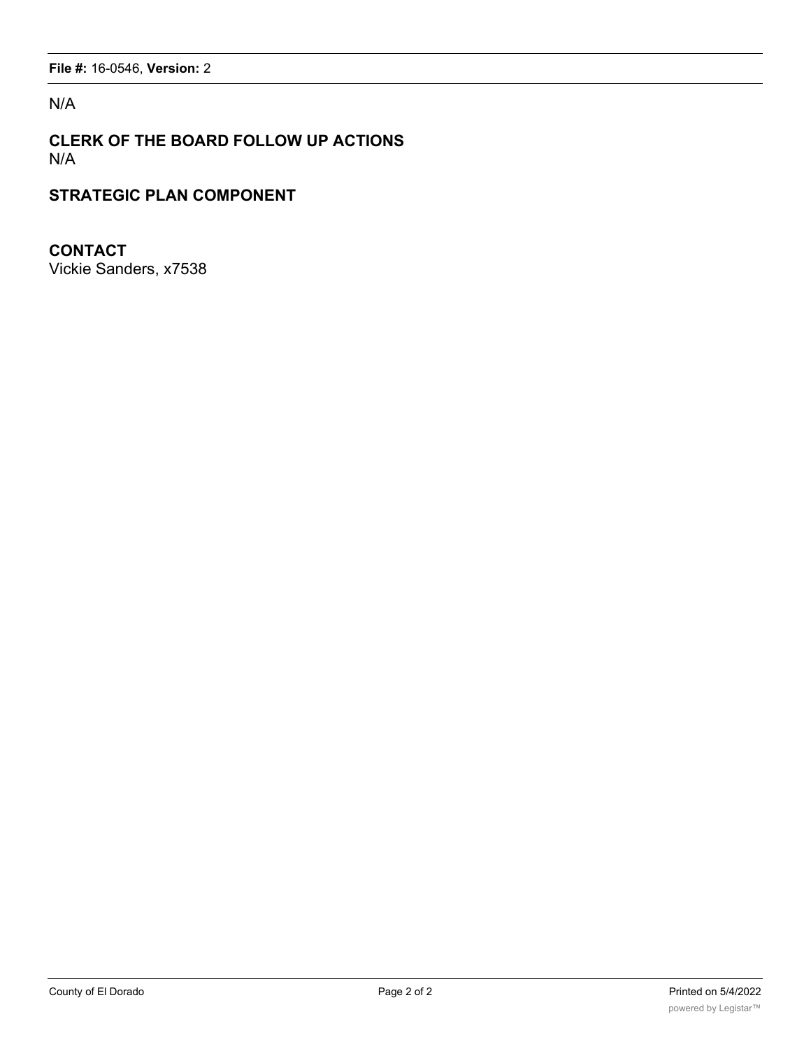N/A

## CLERK OF THE BOARD FOLLOW UP ACTIONS

N/A

## STRATEGIC PLAN COMPONENT

## CONTACT

Vickie Sanders, x7538